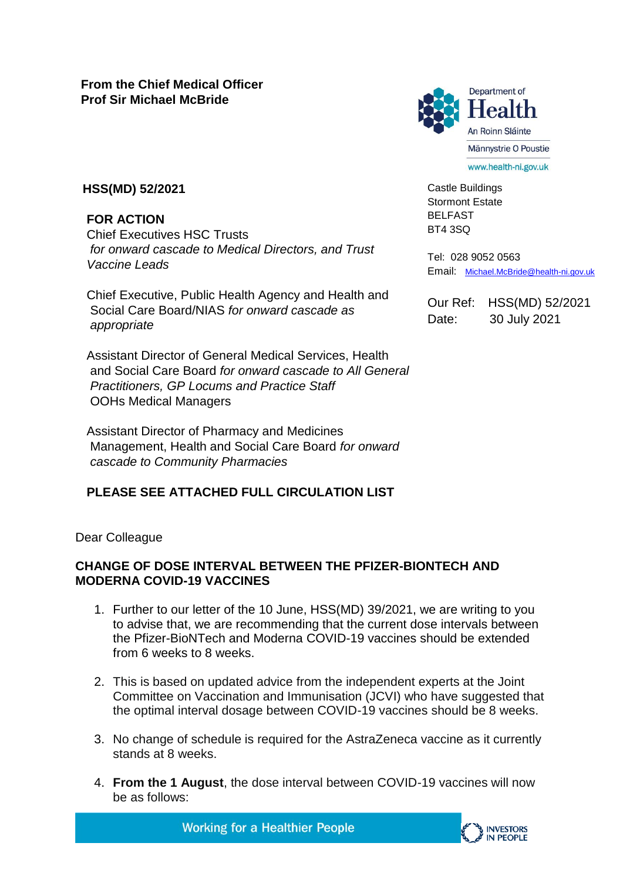**From the Chief Medical Officer**
**Prof Sir Michael McBride**

Department of
Health
An Roinn Sláinte
Männystrie O Poustie
www.health-ni.gov.uk

**HSS(MD) 52/2021**

Castle Buildings
Stormont Estate
BELFAST
BT4 3SQ

Tel: 028 9052 0563
Email: Michael.McBride@health-ni.gov.uk

Our Ref: HSS(MD) 52/2021
Date: 30 July 2021

**FOR ACTION**
Chief Executives HSC Trusts
*for onward cascade to Medical Directors, and Trust Vaccine Leads*

Chief Executive, Public Health Agency and Health and Social Care Board/NIAS *for onward cascade as appropriate*

Assistant Director of General Medical Services, Health and Social Care Board *for onward cascade to All General Practitioners, GP Locums and Practice Staff*
OOHs Medical Managers

Assistant Director of Pharmacy and Medicines Management, Health and Social Care Board *for onward cascade to Community Pharmacies*

**PLEASE SEE ATTACHED FULL CIRCULATION LIST**

Dear Colleague

**CHANGE OF DOSE INTERVAL BETWEEN THE PFIZER-BIONTECH AND MODERNA COVID-19 VACCINES**

1. Further to our letter of the 10 June, HSS(MD) 39/2021, we are writing to you to advise that, we are recommending that the current dose intervals between the Pfizer-BioNTech and Moderna COVID-19 vaccines should be extended from 6 weeks to 8 weeks.

2. This is based on updated advice from the independent experts at the Joint Committee on Vaccination and Immunisation (JCVI) who have suggested that the optimal interval dosage between COVID-19 vaccines should be 8 weeks.

3. No change of schedule is required for the AstraZeneca vaccine as it currently stands at 8 weeks.

4. **From the 1 August**, the dose interval between COVID-19 vaccines will now be as follows: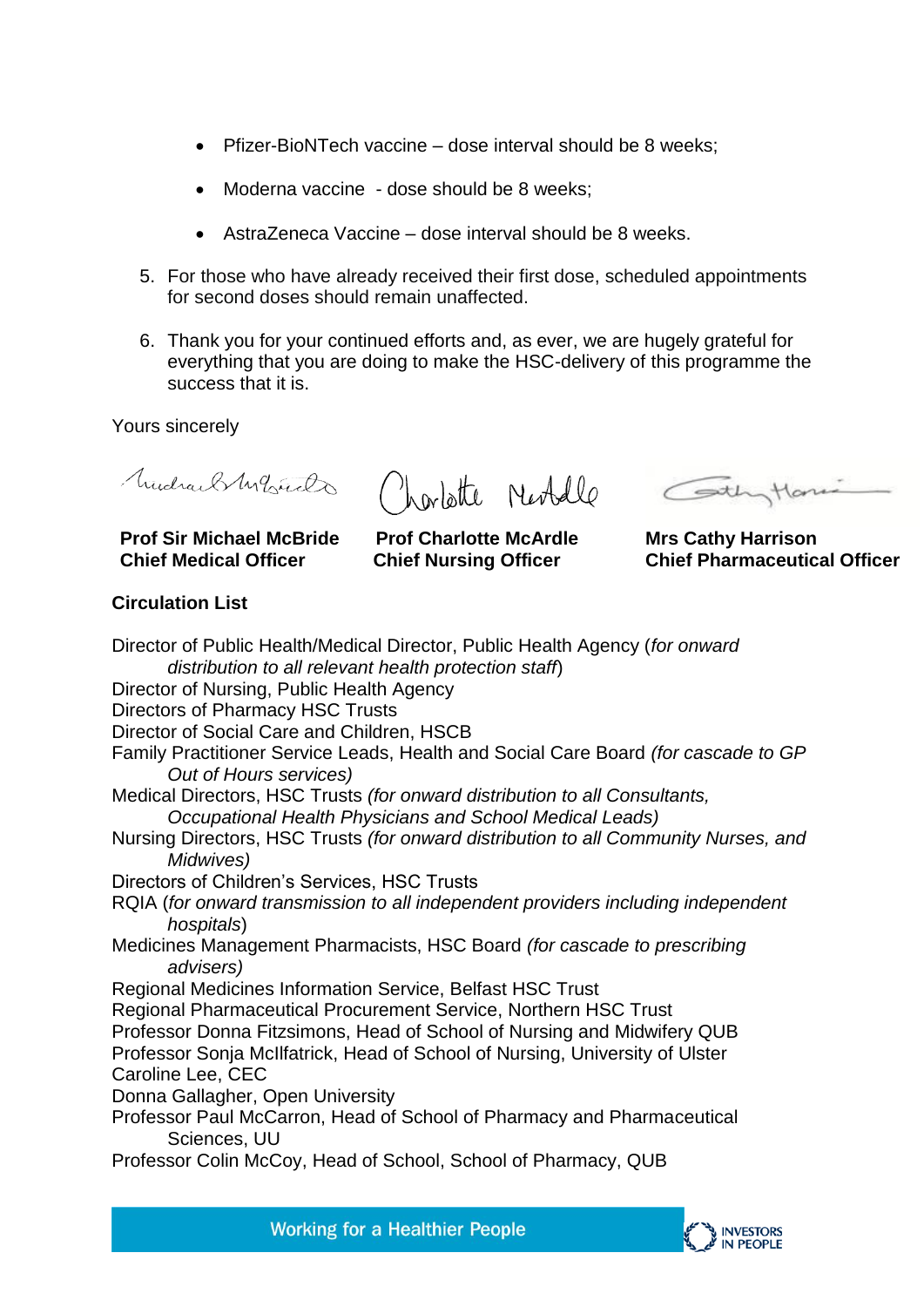- Pfizer-BioNTech vaccine – dose interval should be 8 weeks;
- Moderna vaccine - dose should be 8 weeks;
- AstraZeneca Vaccine – dose interval should be 8 weeks.

5. For those who have already received their first dose, scheduled appointments for second doses should remain unaffected.

6. Thank you for your continued efforts and, as ever, we are hugely grateful for everything that you are doing to make the HSC-delivery of this programme the success that it is.

Yours sincerely

**Prof Sir Michael McBride**
**Chief Medical Officer**

**Prof Charlotte McArdle**
**Chief Nursing Officer**

**Mrs Cathy Harrison**
**Chief Pharmaceutical Officer**

**Circulation List**

Director of Public Health/Medical Director, Public Health Agency (*for onward distribution to all relevant health protection staff*)
Director of Nursing, Public Health Agency
Directors of Pharmacy HSC Trusts
Director of Social Care and Children, HSCB
Family Practitioner Service Leads, Health and Social Care Board *(for cascade to GP Out of Hours services)*
Medical Directors, HSC Trusts *(for onward distribution to all Consultants, Occupational Health Physicians and School Medical Leads)*
Nursing Directors, HSC Trusts *(for onward distribution to all Community Nurses, and Midwives)*
Directors of Children's Services, HSC Trusts
RQIA (*for onward transmission to all independent providers including independent hospitals*)
Medicines Management Pharmacists, HSC Board *(for cascade to prescribing advisers)*
Regional Medicines Information Service, Belfast HSC Trust
Regional Pharmaceutical Procurement Service, Northern HSC Trust
Professor Donna Fitzsimons, Head of School of Nursing and Midwifery QUB
Professor Sonja McIlfatrick, Head of School of Nursing, University of Ulster
Caroline Lee, CEC
Donna Gallagher, Open University
Professor Paul McCarron, Head of School of Pharmacy and Pharmaceutical Sciences, UU
Professor Colin McCoy, Head of School, School of Pharmacy, QUB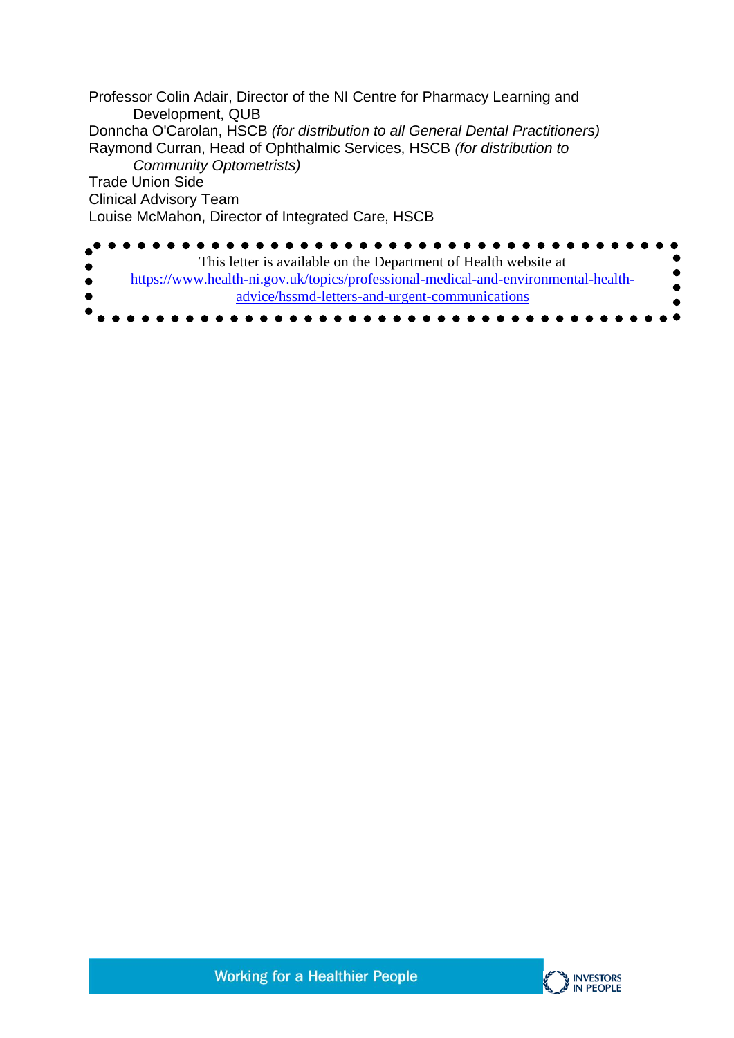Professor Colin Adair, Director of the NI Centre for Pharmacy Learning and Development, QUB
Donncha O'Carolan, HSCB *(for distribution to all General Dental Practitioners)*
Raymond Curran, Head of Ophthalmic Services, HSCB *(for distribution to Community Optometrists)*
Trade Union Side
Clinical Advisory Team
Louise McMahon, Director of Integrated Care, HSCB

This letter is available on the Department of Health website at
https://www.health-ni.gov.uk/topics/professional-medical-and-environmental-health-advice/hssmd-letters-and-urgent-communications

Working for a Healthier People

INVESTORS IN PEOPLE